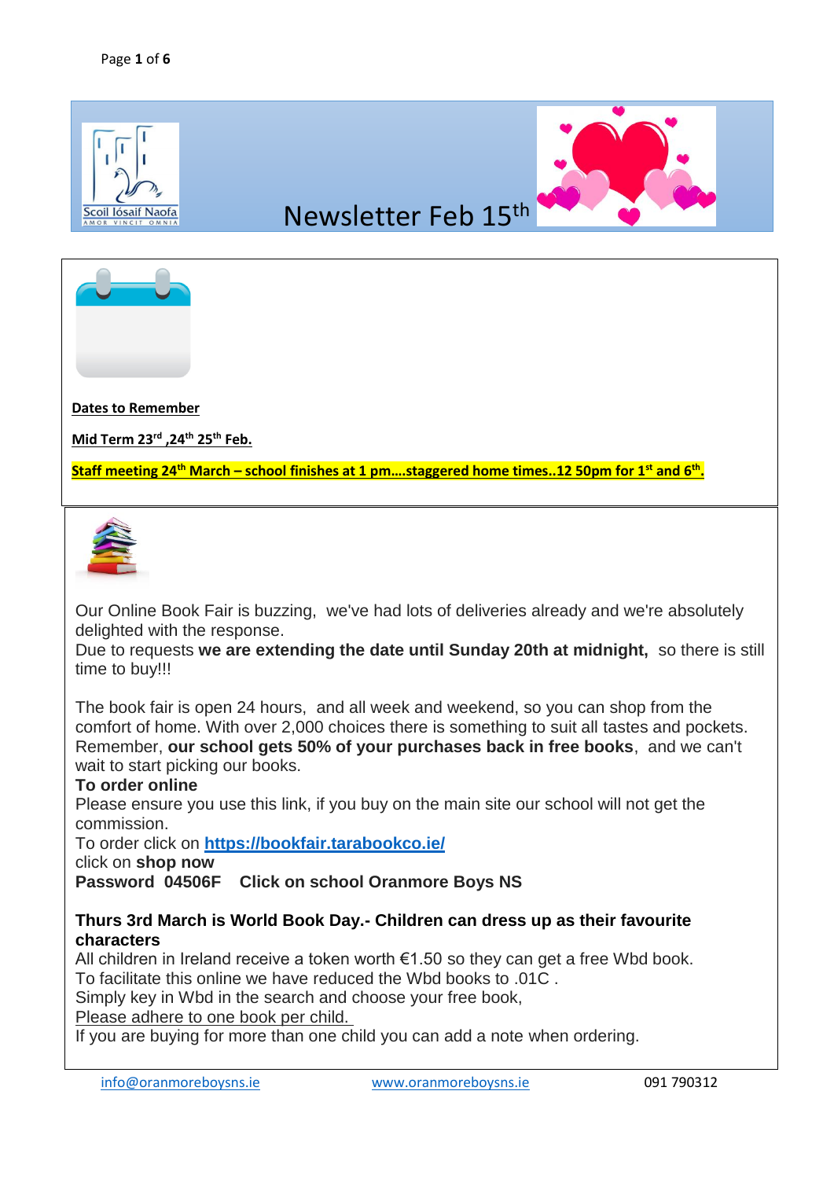# Newsletter Feb 15th

**Dates to Remember**

**Mid Term 23rd ,24th 25th Feb.**

**Staff meeting 24th March – school finishes at 1 pm….staggered home times..12 50pm for 1st and 6th.**

Our Online Book Fair is buzzing, we've had lots of deliveries already and we're absolutely delighted with the response.
Due to requests **we are extending the date until Sunday 20th at midnight,** so there is still time to buy!!!

The book fair is open 24 hours, and all week and weekend, so you can shop from the comfort of home. With over 2,000 choices there is something to suit all tastes and pockets. Remember, **our school gets 50% of your purchases back in free books**, and we can't wait to start picking our books.

**To order online**

Please ensure you use this link, if you buy on the main site our school will not get the commission.
To order click on **https://bookfair.tarabookco.ie/**
click on **shop now**
**Password 04506F Click on school Oranmore Boys NS**

**Thurs 3rd March is World Book Day.- Children can dress up as their favourite characters**

All children in Ireland receive a token worth €1.50 so they can get a free Wbd book.
To facilitate this online we have reduced the Wbd books to .01C .
Simply key in Wbd in the search and choose your free book,
Please adhere to one book per child.
If you are buying for more than one child you can add a note when ordering.

info@oranmoreboysns.ie www.oranmoreboysns.ie 091 790312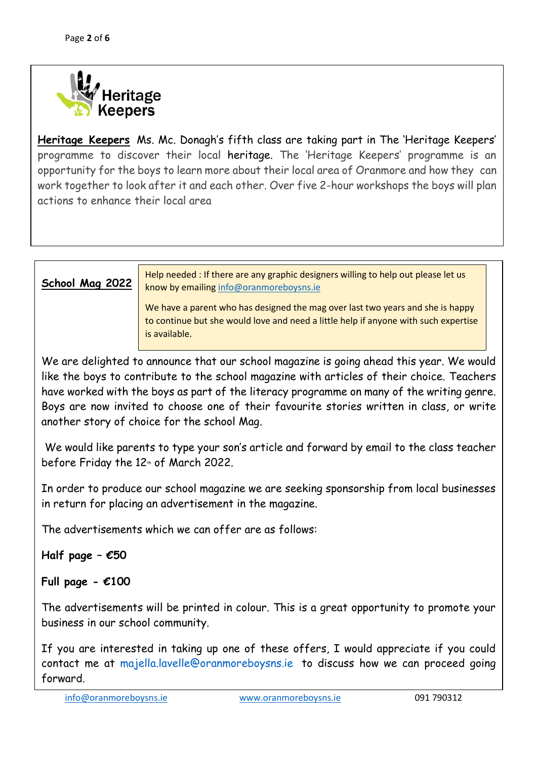Heritage Keepers

**Heritage Keepers** Ms. Mc. Donagh's fifth class are taking part in The 'Heritage Keepers' programme to discover their local heritage. The 'Heritage Keepers' programme is an opportunity for the boys to learn more about their local area of Oranmore and how they can work together to look after it and each other. Over five 2-hour workshops the boys will plan actions to enhance their local area

**School Mag 2022**

Help needed : If there are any graphic designers willing to help out please let us know by emailing info@oranmoreboysns.ie

We have a parent who has designed the mag over last two years and she is happy to continue but she would love and need a little help if anyone with such expertise is available.

We are delighted to announce that our school magazine is going ahead this year. We would like the boys to contribute to the school magazine with articles of their choice. Teachers have worked with the boys as part of the literacy programme on many of the writing genre. Boys are now invited to choose one of their favourite stories written in class, or write another story of choice for the school Mag.

We would like parents to type your son's article and forward by email to the class teacher before Friday the 12th of March 2022.

In order to produce our school magazine we are seeking sponsorship from local businesses in return for placing an advertisement in the magazine.

The advertisements which we can offer are as follows:

**Half page – €50**

**Full page - €100**

The advertisements will be printed in colour. This is a great opportunity to promote your business in our school community.

If you are interested in taking up one of these offers, I would appreciate if you could contact me at majella.lavelle@oranmoreboysns.ie to discuss how we can proceed going forward.

info@oranmoreboysns.ie www.oranmoreboysns.ie 091 790312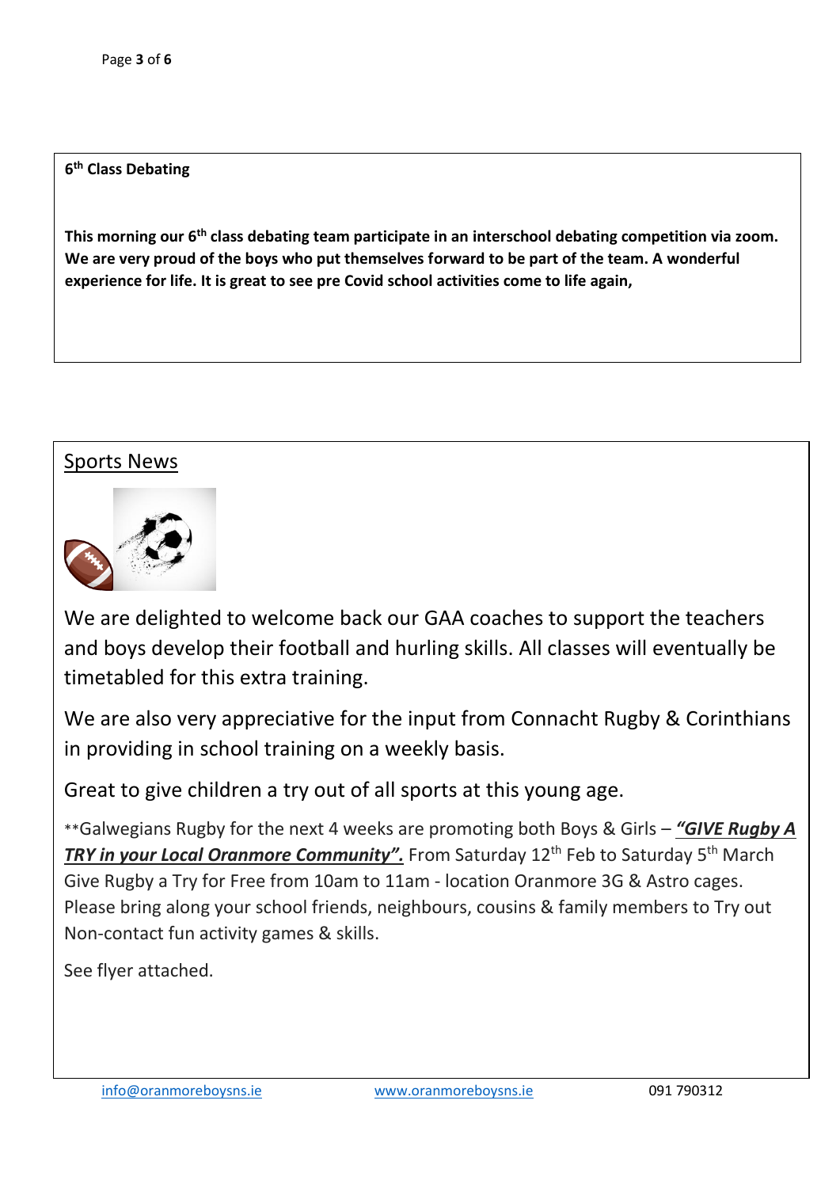## 6th Class Debating

**This morning our 6th class debating team participate in an interschool debating competition via zoom. We are very proud of the boys who put themselves forward to be part of the team. A wonderful experience for life. It is great to see pre Covid school activities come to life again,**

## Sports News

We are delighted to welcome back our GAA coaches to support the teachers and boys develop their football and hurling skills. All classes will eventually be timetabled for this extra training.

We are also very appreciative for the input from Connacht Rugby & Corinthians in providing in school training on a weekly basis.

Great to give children a try out of all sports at this young age.

**Galwegians Rugby for the next 4 weeks are promoting both Boys & Girls – ***“GIVE Rugby A TRY in your Local Oranmore Community”.*** From Saturday 12th Feb to Saturday 5th March Give Rugby a Try for Free from 10am to 11am - location Oranmore 3G & Astro cages. Please bring along your school friends, neighbours, cousins & family members to Try out Non-contact fun activity games & skills.

See flyer attached.

info@oranmoreboysns.ie www.oranmoreboysns.ie 091 790312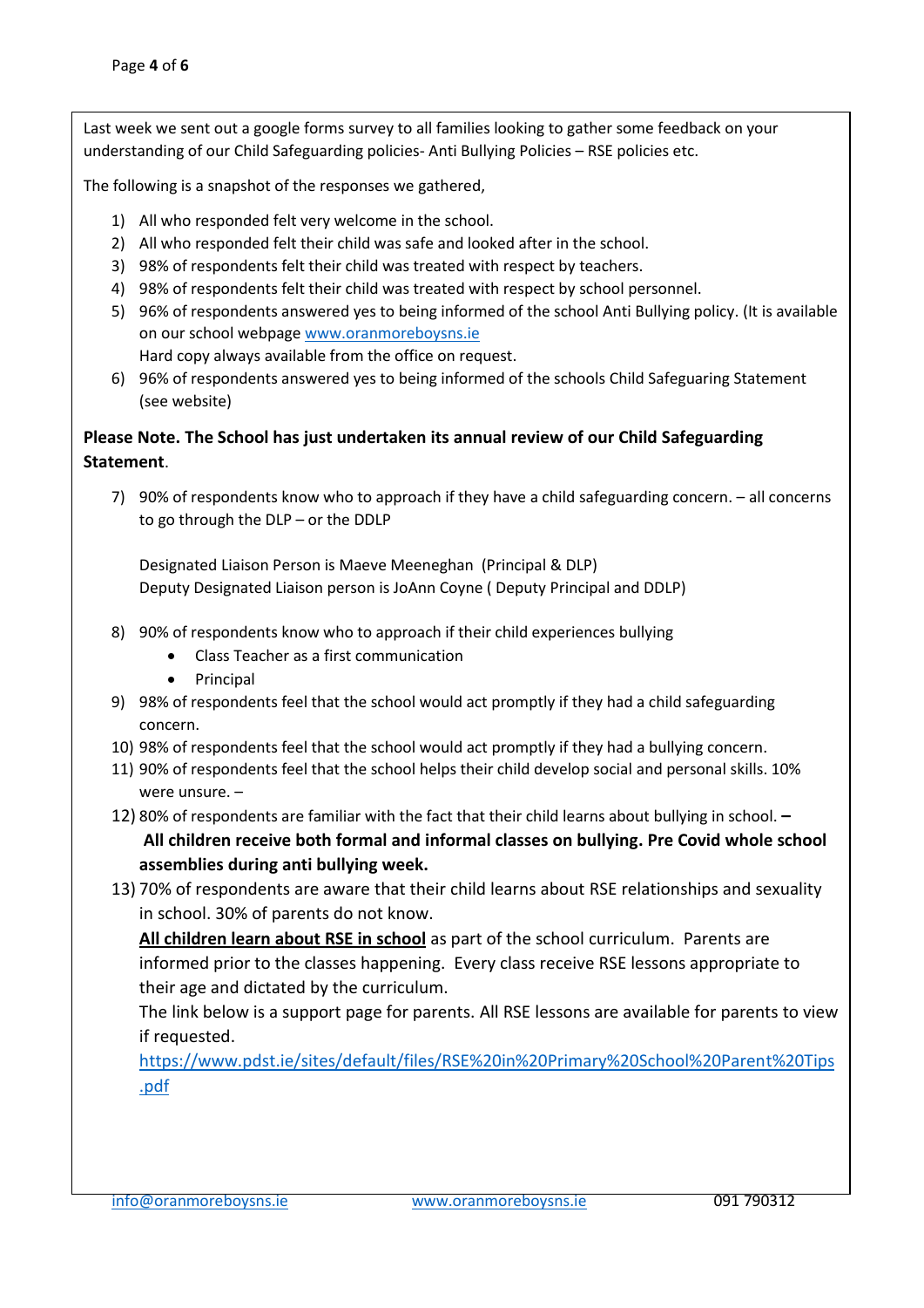Last week we sent out a google forms survey to all families looking to gather some feedback on your understanding of our Child Safeguarding policies- Anti Bullying Policies – RSE policies etc.

The following is a snapshot of the responses we gathered,

1) All who responded felt very welcome in the school.
2) All who responded felt their child was safe and looked after in the school.
3) 98% of respondents felt their child was treated with respect by teachers.
4) 98% of respondents felt their child was treated with respect by school personnel.
5) 96% of respondents answered yes to being informed of the school Anti Bullying policy. (It is available on our school webpage [www.oranmoreboysns.ie](http://www.oranmoreboysns.ie)
   Hard copy always available from the office on request.
6) 96% of respondents answered yes to being informed of the schools Child Safeguaring Statement (see website)

**Please Note. The School has just undertaken its annual review of our Child Safeguarding Statement**.

7) 90% of respondents know who to approach if they have a child safeguarding concern. – all concerns to go through the DLP – or the DDLP

   Designated Liaison Person is Maeve Meeneghan (Principal & DLP)
   Deputy Designated Liaison person is JoAnn Coyne ( Deputy Principal and DDLP)

8) 90% of respondents know who to approach if their child experiences bullying
   - Class Teacher as a first communication
   - Principal
9) 98% of respondents feel that the school would act promptly if they had a child safeguarding concern.
10) 98% of respondents feel that the school would act promptly if they had a bullying concern.
11) 90% of respondents feel that the school helps their child develop social and personal skills. 10% were unsure. –
12) 80% of respondents are familiar with the fact that their child learns about bullying in school. **–**
    **All children receive both formal and informal classes on bullying. Pre Covid whole school assemblies during anti bullying week.**
13) 70% of respondents are aware that their child learns about RSE relationships and sexuality in school. 30% of parents do not know.
    **<u>All children learn about RSE in school</u>** as part of the school curriculum. Parents are informed prior to the classes happening. Every class receive RSE lessons appropriate to their age and dictated by the curriculum.
    The link below is a support page for parents. All RSE lessons are available for parents to view if requested.
    [https://www.pdst.ie/sites/default/files/RSE%20in%20Primary%20School%20Parent%20Tips.pdf](https://www.pdst.ie/sites/default/files/RSE%20in%20Primary%20School%20Parent%20Tips.pdf)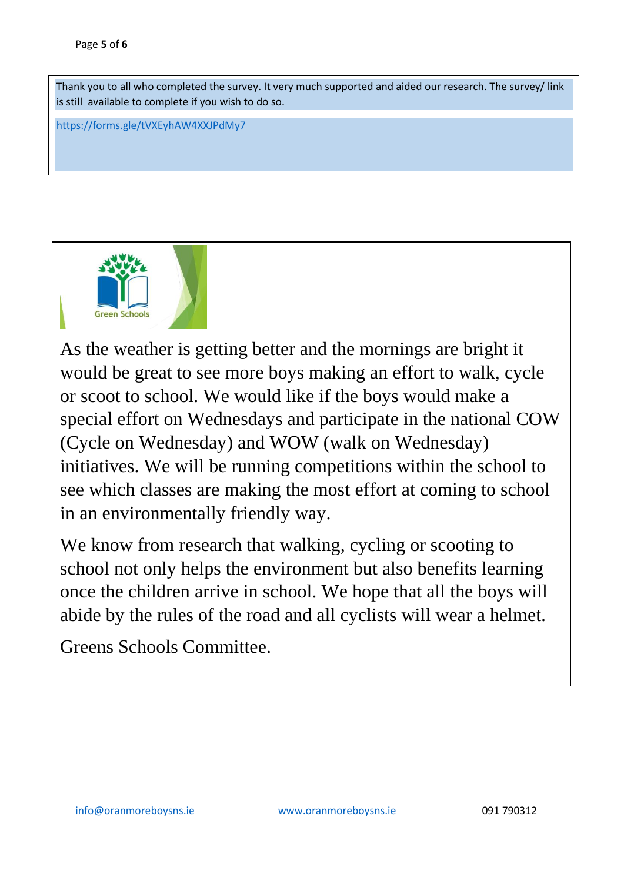Thank you to all who completed the survey. It very much supported and aided our research. The survey/ link is still available to complete if you wish to do so.

https://forms.gle/tVXEyhAW4XXJPdMy7

Green Schools

As the weather is getting better and the mornings are bright it would be great to see more boys making an effort to walk, cycle or scoot to school. We would like if the boys would make a special effort on Wednesdays and participate in the national COW (Cycle on Wednesday) and WOW (walk on Wednesday) initiatives. We will be running competitions within the school to see which classes are making the most effort at coming to school in an environmentally friendly way.

We know from research that walking, cycling or scooting to school not only helps the environment but also benefits learning once the children arrive in school. We hope that all the boys will abide by the rules of the road and all cyclists will wear a helmet.

Greens Schools Committee.

info@oranmoreboysns.ie www.oranmoreboysns.ie 091 790312